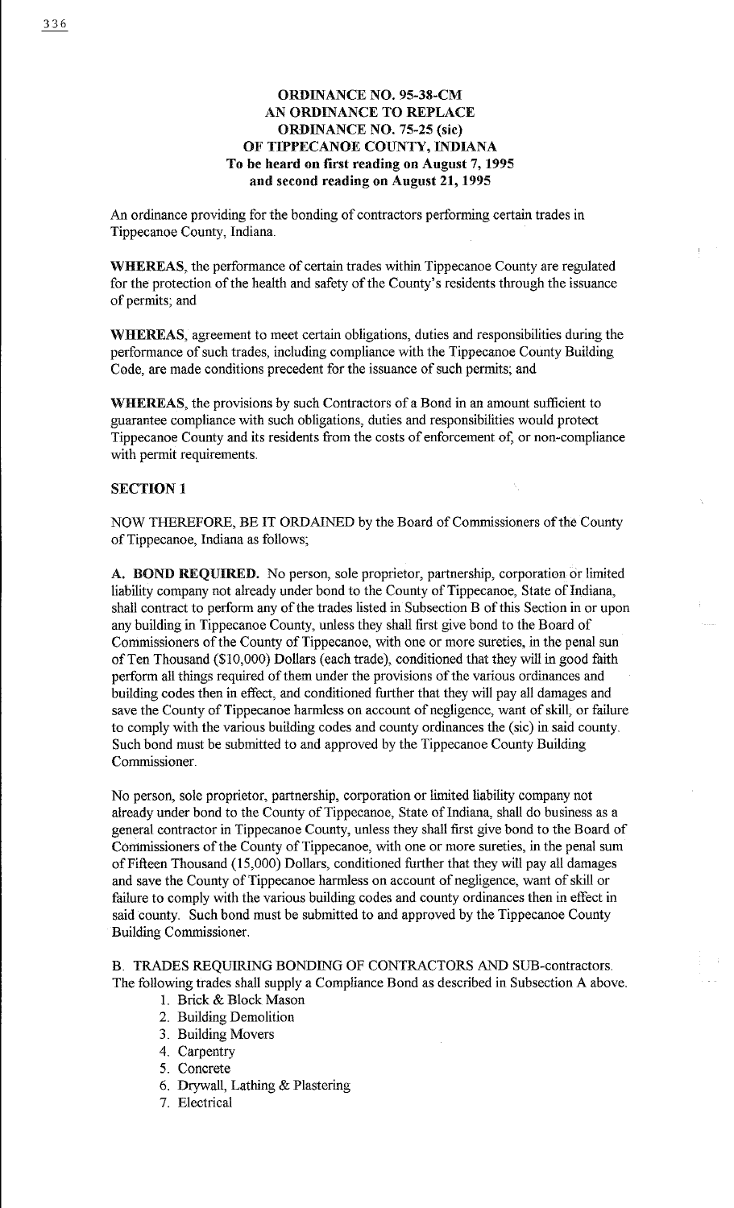**ORDINANCE NO. 95-38-CM**
**AN ORDINANCE TO REPLACE**
**ORDINANCE NO. 75-25 (sic)**
**OF TIPPECANOE COUNTY, INDIANA**
**To be heard on first reading on August 7, 1995**
**and second reading on August 21, 1995**

An ordinance providing for the bonding of contractors performing certain trades in Tippecanoe County, Indiana.

**WHEREAS**, the performance of certain trades within Tippecanoe County are regulated for the protection of the health and safety of the County's residents through the issuance of permits; and

**WHEREAS**, agreement to meet certain obligations, duties and responsibilities during the performance of such trades, including compliance with the Tippecanoe County Building Code, are made conditions precedent for the issuance of such permits; and

**WHEREAS**, the provisions by such Contractors of a Bond in an amount sufficient to guarantee compliance with such obligations, duties and responsibilities would protect Tippecanoe County and its residents from the costs of enforcement of, or non-compliance with permit requirements.

**SECTION 1**

NOW THEREFORE, BE IT ORDAINED by the Board of Commissioners of the County of Tippecanoe, Indiana as follows;

**A. BOND REQUIRED.** No person, sole proprietor, partnership, corporation or limited liability company not already under bond to the County of Tippecanoe, State of Indiana, shall contract to perform any of the trades listed in Subsection B of this Section in or upon any building in Tippecanoe County, unless they shall first give bond to the Board of Commissioners of the County of Tippecanoe, with one or more sureties, in the penal sun of Ten Thousand ($10,000) Dollars (each trade), conditioned that they will in good faith perform all things required of them under the provisions of the various ordinances and building codes then in effect, and conditioned further that they will pay all damages and save the County of Tippecanoe harmless on account of negligence, want of skill, or failure to comply with the various building codes and county ordinances the (sic) in said county. Such bond must be submitted to and approved by the Tippecanoe County Building Commissioner.

No person, sole proprietor, partnership, corporation or limited liability company not already under bond to the County of Tippecanoe, State of Indiana, shall do business as a general contractor in Tippecanoe County, unless they shall first give bond to the Board of Commissioners of the County of Tippecanoe, with one or more sureties, in the penal sum of Fifteen Thousand (15,000) Dollars, conditioned further that they will pay all damages and save the County of Tippecanoe harmless on account of negligence, want of skill or failure to comply with the various building codes and county ordinances then in effect in said county. Such bond must be submitted to and approved by the Tippecanoe County Building Commissioner.

B. TRADES REQUIRING BONDING OF CONTRACTORS AND SUB-contractors. The following trades shall supply a Compliance Bond as described in Subsection A above.

1. Brick & Block Mason
2. Building Demolition
3. Building Movers
4. Carpentry
5. Concrete
6. Drywall, Lathing & Plastering
7. Electrical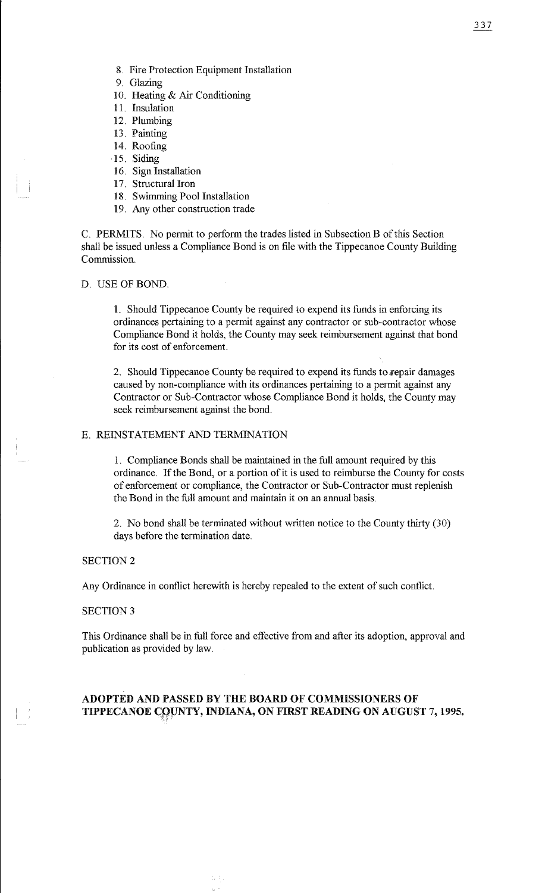8. Fire Protection Equipment Installation
9. Glazing
10. Heating & Air Conditioning
11. Insulation
12. Plumbing
13. Painting
14. Roofing
15. Siding
16. Sign Installation
17. Structural Iron
18. Swimming Pool Installation
19. Any other construction trade

C. PERMITS. No permit to perform the trades listed in Subsection B of this Section shall be issued unless a Compliance Bond is on file with the Tippecanoe County Building Commission.

D. USE OF BOND.

1. Should Tippecanoe County be required to expend its funds in enforcing its ordinances pertaining to a permit against any contractor or sub-contractor whose Compliance Bond it holds, the County may seek reimbursement against that bond for its cost of enforcement.

2. Should Tippecanoe County be required to expend its funds to repair damages caused by non-compliance with its ordinances pertaining to a permit against any Contractor or Sub-Contractor whose Compliance Bond it holds, the County may seek reimbursement against the bond.

E. REINSTATEMENT AND TERMINATION

1. Compliance Bonds shall be maintained in the full amount required by this ordinance. If the Bond, or a portion of it is used to reimburse the County for costs of enforcement or compliance, the Contractor or Sub-Contractor must replenish the Bond in the full amount and maintain it on an annual basis.

2. No bond shall be terminated without written notice to the County thirty (30) days before the termination date.

SECTION 2

Any Ordinance in conflict herewith is hereby repealed to the extent of such conflict.

SECTION 3

This Ordinance shall be in full force and effective from and after its adoption, approval and publication as provided by law.

**ADOPTED AND PASSED BY THE BOARD OF COMMISSIONERS OF TIPPECANOE COUNTY, INDIANA, ON FIRST READING ON AUGUST 7, 1995.**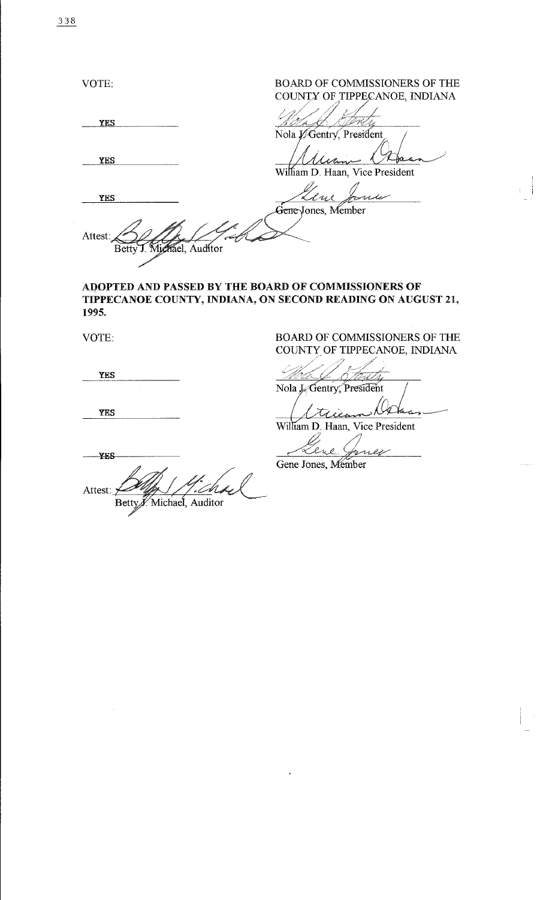VOTE:

BOARD OF COMMISSIONERS OF THE COUNTY OF TIPPECANOE, INDIANA

YES — Nola J. Gentry, President

YES — William D. Haan, Vice President

YES — Gene Jones, Member

Attest: Betty J. Michael, Auditor

**ADOPTED AND PASSED BY THE BOARD OF COMMISSIONERS OF TIPPECANOE COUNTY, INDIANA, ON SECOND READING ON AUGUST 21, 1995.**

VOTE:

BOARD OF COMMISSIONERS OF THE COUNTY OF TIPPECANOE, INDIANA

YES — Nola J. Gentry, President

YES — William D. Haan, Vice President

~~YES~~ — Gene Jones, Member

Attest: Betty J. Michael, Auditor